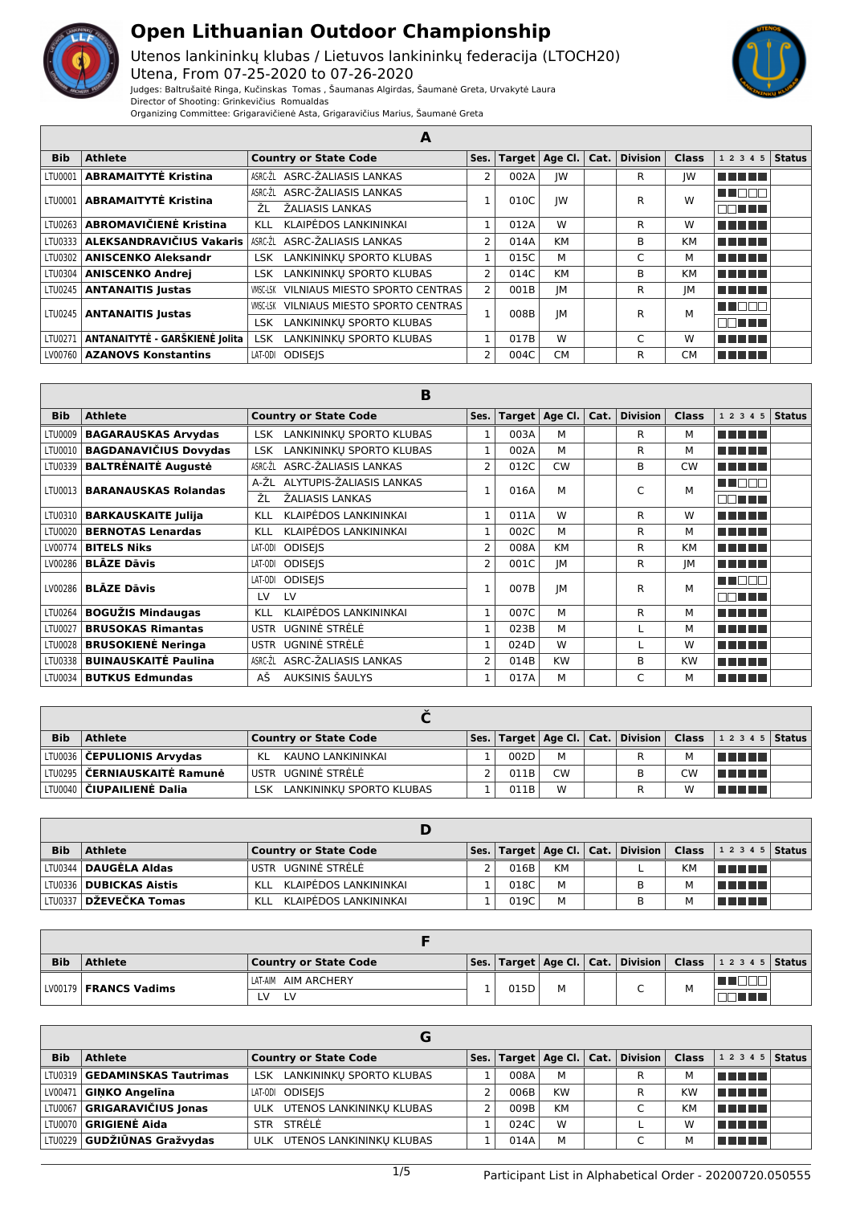# Open Lithuanian Outdoor Championship

Utenos lankininkų klubas / Lietuvos lankininkų federacija (LTOCH20)
Utena, From 07-25-2020 to 07-26-2020
Judges: Baltrušaitė Ringa, Kučinskas Tomas , Šaumanas Algirdas, Šaumanė Greta, Urvakytė Laura
Director of Shooting: Grinkevičius Romualdas
Organizing Committee: Grigaravičienė Asta, Grigaravičius Marius, Šaumanė Greta

## A

| Bib | Athlete | Country or State Code | Ses. | Target | Age Cl. | Cat. | Division | Class | 1 2 3 4 5 | Status |
|---|---|---|---|---|---|---|---|---|---|---|
| LTU0001 | **ABRAMAITYTĖ Kristina** | ASRC-ŽL ASRC-ŽALIASIS LANKAS | 2 | 002A | JW | | R | JW | ■■■■■ | |
| LTU0001 | **ABRAMAITYTĖ Kristina** | ASRC-ŽL ASRC-ŽALIASIS LANKAS / ŽL ŽALIASIS LANKAS | 1 | 010C | JW | | R | W | ■■□□□ / □□■■■ | |
| LTU0263 | **ABROMAVIČIENĖ Kristina** | KLL KLAIPĖDOS LANKININKAI | 1 | 012A | W | | R | W | ■■■■■ | |
| LTU0333 | **ALEKSANDRAVIČIUS Vakaris** | ASRC-ŽL ASRC-ŽALIASIS LANKAS | 2 | 014A | KM | | B | KM | ■■■■■ | |
| LTU0302 | **ANISCENKO Aleksandr** | LSK LANKININKŲ SPORTO KLUBAS | 1 | 015C | M | | C | M | ■■■■■ | |
| LTU0304 | **ANISCENKO Andrej** | LSK LANKININKŲ SPORTO KLUBAS | 2 | 014C | KM | | B | KM | ■■■■■ | |
| LTU0245 | **ANTANAITIS Justas** | VMSC-LSK VILNIAUS MIESTO SPORTO CENTRAS | 2 | 001B | JM | | R | JM | ■■■■■ | |
| LTU0245 | **ANTANAITIS Justas** | VMSC-LSK VILNIAUS MIESTO SPORTO CENTRAS / LSK LANKININKŲ SPORTO KLUBAS | 1 | 008B | JM | | R | M | ■■□□□ / □□■■■ | |
| LTU0271 | **ANTANAITYTĖ - GARŠKIENĖ Jolita** | LSK LANKININKŲ SPORTO KLUBAS | 1 | 017B | W | | C | W | ■■■■■ | |
| LV00760 | **AZANOVS Konstantins** | LAT-ODI ODISEJS | 2 | 004C | CM | | R | CM | ■■■■■ | |

## B

| Bib | Athlete | Country or State Code | Ses. | Target | Age Cl. | Cat. | Division | Class | 1 2 3 4 5 | Status |
|---|---|---|---|---|---|---|---|---|---|---|
| LTU0009 | **BAGARAUSKAS Arvydas** | LSK LANKININKŲ SPORTO KLUBAS | 1 | 003A | M | | R | M | ■■■■■ | |
| LTU0010 | **BAGDANAVIČIUS Dovydas** | LSK LANKININKŲ SPORTO KLUBAS | 1 | 002A | M | | R | M | ■■■■■ | |
| LTU0339 | **BALTRĖNAITĖ Augustė** | ASRC-ŽL ASRC-ŽALIASIS LANKAS | 2 | 012C | CW | | B | CW | ■■■■■ | |
| LTU0013 | **BARANAUSKAS Rolandas** | A-ŽL ALYTUPIS-ŽALIASIS LANKAS / ŽL ŽALIASIS LANKAS | 1 | 016A | M | | C | M | ■■□□□ / □□■■■ | |
| LTU0310 | **BARKAUSKAITE Julija** | KLL KLAIPĖDOS LANKININKAI | 1 | 011A | W | | R | W | ■■■■■ | |
| LTU0020 | **BERNOTAS Lenardas** | KLL KLAIPĖDOS LANKININKAI | 1 | 002C | M | | R | M | ■■■■■ | |
| LV00774 | **BITELS Niks** | LAT-ODI ODISEJS | 2 | 008A | KM | | R | KM | ■■■■■ | |
| LV00286 | **BLĀZE Dāvis** | LAT-ODI ODISEJS | 2 | 001C | JM | | R | JM | ■■■■■ | |
| LV00286 | **BLĀZE Dāvis** | LAT-ODI ODISEJS / LV LV | 1 | 007B | JM | | R | M | ■■□□□ / □□■■■ | |
| LTU0264 | **BOGUŽIS Mindaugas** | KLL KLAIPĖDOS LANKININKAI | 1 | 007C | M | | R | M | ■■■■■ | |
| LTU0027 | **BRUSOKAS Rimantas** | USTR UGNINĖ STRĖLĖ | 1 | 023B | M | | L | M | ■■■■■ | |
| LTU0028 | **BRUSOKIENĖ Neringa** | USTR UGNINĖ STRĖLĖ | 1 | 024D | W | | L | W | ■■■■■ | |
| LTU0338 | **BUINAUSKAITĖ Paulina** | ASRC-ŽL ASRC-ŽALIASIS LANKAS | 2 | 014B | KW | | B | KW | ■■■■■ | |
| LTU0034 | **BUTKUS Edmundas** | AŠ AUKSINIS ŠAULYS | 1 | 017A | M | | C | M | ■■■■■ | |

## Č

| Bib | Athlete | Country or State Code | Ses. | Target | Age Cl. | Cat. | Division | Class | 1 2 3 4 5 | Status |
|---|---|---|---|---|---|---|---|---|---|---|
| LTU0036 | **ČEPULIONIS Arvydas** | KL KAUNO LANKININKAI | 1 | 002D | M | | R | M | ■■■■■ | |
| LTU0295 | **ČERNIAUSKAITĖ Ramunė** | USTR UGNINĖ STRĖLĖ | 2 | 011B | CW | | B | CW | ■■■■■ | |
| LTU0040 | **ČIUPAILIENĖ Dalia** | LSK LANKININKŲ SPORTO KLUBAS | 1 | 011B | W | | R | W | ■■■■■ | |

## D

| Bib | Athlete | Country or State Code | Ses. | Target | Age Cl. | Cat. | Division | Class | 1 2 3 4 5 | Status |
|---|---|---|---|---|---|---|---|---|---|---|
| LTU0344 | **DAUGĖLA Aldas** | USTR UGNINĖ STRĖLĖ | 2 | 016B | KM | | L | KM | ■■■■■ | |
| LTU0336 | **DUBICKAS Aistis** | KLL KLAIPĖDOS LANKININKAI | 1 | 018C | M | | B | M | ■■■■■ | |
| LTU0337 | **DŽEVEČKA Tomas** | KLL KLAIPĖDOS LANKININKAI | 1 | 019C | M | | B | M | ■■■■■ | |

## F

| Bib | Athlete | Country or State Code | Ses. | Target | Age Cl. | Cat. | Division | Class | 1 2 3 4 5 | Status |
|---|---|---|---|---|---|---|---|---|---|---|
| LV00179 | **FRANCS Vadims** | LAT-AIM AIM ARCHERY / LV LV | 1 | 015D | M | | C | M | ■■□□□ / □□■■■ | |

## G

| Bib | Athlete | Country or State Code | Ses. | Target | Age Cl. | Cat. | Division | Class | 1 2 3 4 5 | Status |
|---|---|---|---|---|---|---|---|---|---|---|
| LTU0319 | **GEDAMINSKAS Tautrimas** | LSK LANKININKŲ SPORTO KLUBAS | 1 | 008A | M | | R | M | ■■■■■ | |
| LV00471 | **GIŅKO Angelīna** | LAT-ODI ODISEJS | 2 | 006B | KW | | R | KW | ■■■■■ | |
| LTU0067 | **GRIGARAVIČIUS Jonas** | ULK UTENOS LANKININKŲ KLUBAS | 2 | 009B | KM | | C | KM | ■■■■■ | |
| LTU0070 | **GRIGIENĖ Aida** | STR STRĖLĖ | 1 | 024C | W | | L | W | ■■■■■ | |
| LTU0229 | **GUDŽIŪNAS Gražvydas** | ULK UTENOS LANKININKŲ KLUBAS | 1 | 014A | M | | C | M | ■■■■■ | |

Participant List in Alphabetical Order - 20200720.050555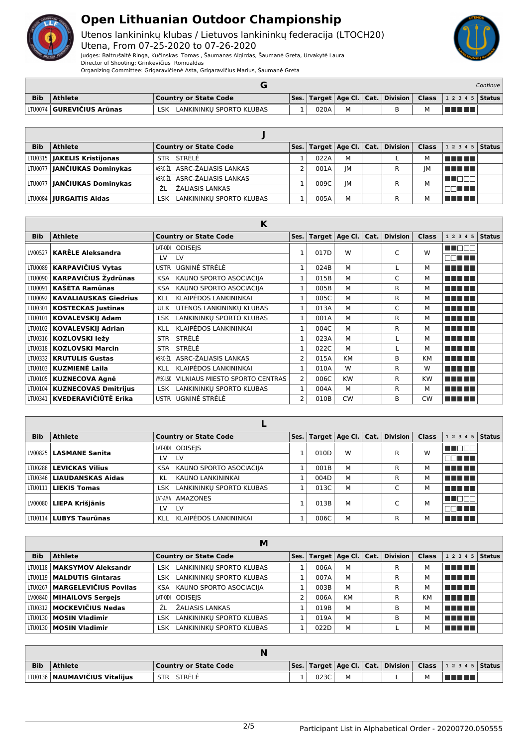# Open Lithuanian Outdoor Championship

Utenos lankininkų klubas / Lietuvos lankininkų federacija (LTOCH20)
Utena, From 07-25-2020 to 07-26-2020
Judges: Baltrušaitė Ringa, Kučinskas Tomas , Šaumanas Algirdas, Šaumanė Greta, Urvakytė Laura
Director of Shooting: Grinkevičius Romualdas
Organizing Committee: Grigaravičienė Asta, Grigaravičius Marius, Šaumanė Greta

## G

*Continue*

| Bib | Athlete | Country or State Code | Ses. | Target | Age Cl. | Cat. | Division | Class | 1 2 3 4 5 | Status |
|---|---|---|---|---|---|---|---|---|---|---|
| LTU0074 | **GUREVIČIUS Arūnas** | LSK LANKININKŲ SPORTO KLUBAS | 1 | 020A | M | | B | M | ■■■■■ | |

## J

| Bib | Athlete | Country or State Code | Ses. | Target | Age Cl. | Cat. | Division | Class | 1 2 3 4 5 | Status |
|---|---|---|---|---|---|---|---|---|---|---|
| LTU0315 | **JAKELIS Kristijonas** | STR STRĖLĖ | 1 | 022A | M | | L | M | ■■■■■ | |
| LTU0077 | **JANČIUKAS Dominykas** | ASRC-ŽL ASRC-ŽALIASIS LANKAS | 2 | 001A | JM | | R | JM | ■■■■■ | |
| LTU0077 | **JANČIUKAS Dominykas** | ASRC-ŽL ASRC-ŽALIASIS LANKAS / ŽL ŽALIASIS LANKAS | 1 | 009C | JM | | R | M | ■■□□□ / □□■■■ | |
| LTU0084 | **JURGAITIS Aidas** | LSK LANKININKŲ SPORTO KLUBAS | 1 | 005A | M | | R | M | ■■■■■ | |

## K

| Bib | Athlete | Country or State Code | Ses. | Target | Age Cl. | Cat. | Division | Class | 1 2 3 4 5 | Status |
|---|---|---|---|---|---|---|---|---|---|---|
| LV00527 | **KARĒLE Aleksandra** | LAT-ODI ODISEJS / LV LV | 1 | 017D | W | | C | W | ■■□□□ / □□■■■ | |
| LTU0089 | **KARPAVIČIUS Vytas** | USTR UGNINĖ STRĖLĖ | 1 | 024B | M | | L | M | ■■■■■ | |
| LTU0090 | **KARPAVIČIUS Žydrūnas** | KSA KAUNO SPORTO ASOCIACIJA | 1 | 015B | M | | C | M | ■■■■■ | |
| LTU0091 | **KAŠĖTA Ramūnas** | KSA KAUNO SPORTO ASOCIACIJA | 1 | 005B | M | | R | M | ■■■■■ | |
| LTU0092 | **KAVALIAUSKAS Giedrius** | KLL KLAIPĖDOS LANKININKAI | 1 | 005C | M | | R | M | ■■■■■ | |
| LTU0301 | **KOSTECKAS Justinas** | ULK UTENOS LANKININKŲ KLUBAS | 1 | 013A | M | | C | M | ■■■■■ | |
| LTU0101 | **KOVALEVSKIJ Adam** | LSK LANKININKŲ SPORTO KLUBAS | 1 | 001A | M | | R | M | ■■■■■ | |
| LTU0102 | **KOVALEVSKIJ Adrian** | KLL KLAIPĖDOS LANKININKAI | 1 | 004C | M | | R | M | ■■■■■ | |
| LTU0316 | **KOZLOVSKI Iežy** | STR STRĖLĖ | 1 | 023A | M | | L | M | ■■■■■ | |
| LTU0318 | **KOZLOVSKI Marcin** | STR STRĖLĖ | 1 | 022C | M | | L | M | ■■■■■ | |
| LTU0332 | **KRUTULIS Gustas** | ASRC-ŽL ASRC-ŽALIASIS LANKAS | 2 | 015A | KM | | B | KM | ■■■■■ | |
| LTU0103 | **KUZMIENĖ Laila** | KLL KLAIPĖDOS LANKININKAI | 1 | 010A | W | | R | W | ■■■■■ | |
| LTU0105 | **KUZNECOVA Agnė** | VMSC-LSK VILNIAUS MIESTO SPORTO CENTRAS | 2 | 006C | KW | | R | KW | ■■■■■ | |
| LTU0104 | **KUZNECOVAS Dmitrijus** | LSK LANKININKŲ SPORTO KLUBAS | 1 | 004A | M | | R | M | ■■■■■ | |
| LTU0341 | **KVEDERAVIČIŪTĖ Erika** | USTR UGNINĖ STRĖLĖ | 2 | 010B | CW | | B | CW | ■■■■■ | |

## L

| Bib | Athlete | Country or State Code | Ses. | Target | Age Cl. | Cat. | Division | Class | 1 2 3 4 5 | Status |
|---|---|---|---|---|---|---|---|---|---|---|
| LV00825 | **LASMANE Sanita** | LAT-ODI ODISEJS / LV LV | 1 | 010D | W | | R | W | ■■□□□ / □□■■■ | |
| LTU0288 | **LEVICKAS Vilius** | KSA KAUNO SPORTO ASOCIACIJA | 1 | 001B | M | | R | M | ■■■■■ | |
| LTU0346 | **LIAUDANSKAS Aidas** | KL KAUNO LANKININKAI | 1 | 004D | M | | R | M | ■■■■■ | |
| LTU0111 | **LIEKIS Tomas** | LSK LANKININKŲ SPORTO KLUBAS | 1 | 013C | M | | C | M | ■■■■■ | |
| LV00080 | **LIEPA Krišjānis** | LAT-AMA AMAZONES / LV LV | 1 | 013B | M | | C | M | ■■□□□ / □□■■■ | |
| LTU0114 | **LUBYS Taurūnas** | KLL KLAIPĖDOS LANKININKAI | 1 | 006C | M | | R | M | ■■■■■ | |

## M

| Bib | Athlete | Country or State Code | Ses. | Target | Age Cl. | Cat. | Division | Class | 1 2 3 4 5 | Status |
|---|---|---|---|---|---|---|---|---|---|---|
| LTU0118 | **MAKSYMOV Aleksandr** | LSK LANKININKŲ SPORTO KLUBAS | 1 | 006A | M | | R | M | ■■■■■ | |
| LTU0119 | **MALDUTIS Gintaras** | LSK LANKININKŲ SPORTO KLUBAS | 1 | 007A | M | | R | M | ■■■■■ | |
| LTU0267 | **MARGELEVIČIUS Povilas** | KSA KAUNO SPORTO ASOCIACIJA | 1 | 003B | M | | R | M | ■■■■■ | |
| LV00840 | **MIHAILOVS Sergejs** | LAT-ODI ODISEJS | 2 | 006A | KM | | R | KM | ■■■■■ | |
| LTU0312 | **MOCKEVIČIUS Nedas** | ŽL ŽALIASIS LANKAS | 1 | 019B | M | | B | M | ■■■■■ | |
| LTU0130 | **MOSIN Vladimir** | LSK LANKININKŲ SPORTO KLUBAS | 1 | 019A | M | | B | M | ■■■■■ | |
| LTU0130 | **MOSIN Vladimir** | LSK LANKININKŲ SPORTO KLUBAS | 1 | 022D | M | | L | M | ■■■■■ | |

## N

| Bib | Athlete | Country or State Code | Ses. | Target | Age Cl. | Cat. | Division | Class | 1 2 3 4 5 | Status |
|---|---|---|---|---|---|---|---|---|---|---|
| LTU0136 | **NAUMAVIČIUS Vitalijus** | STR STRĖLĖ | 1 | 023C | M | | L | M | ■■■■■ | |

Participant List in Alphabetical Order - 20200720.050555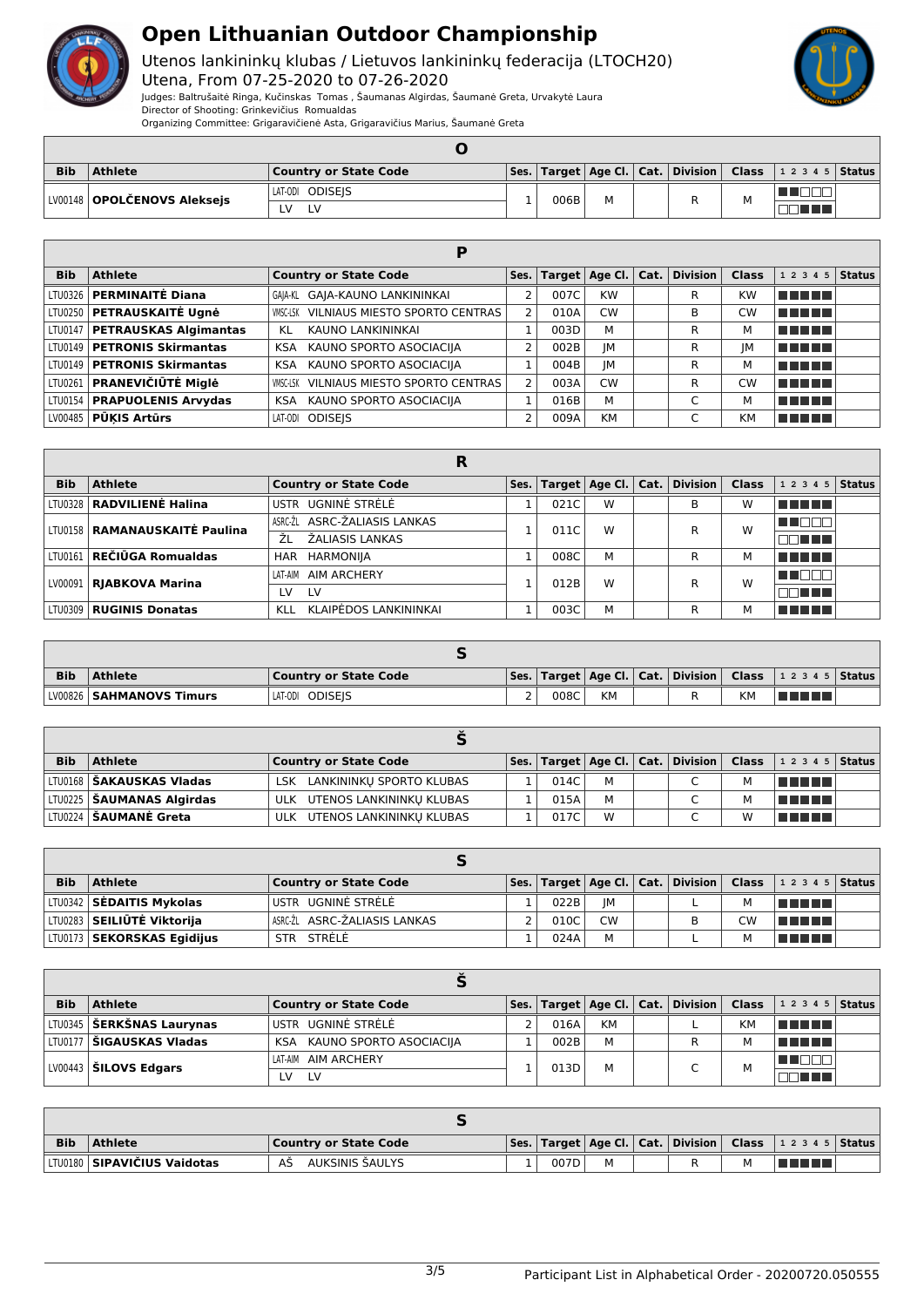# Open Lithuanian Outdoor Championship

Utenos lankininkų klubas / Lietuvos lankininkų federacija (LTOCH20)
Utena, From 07-25-2020 to 07-26-2020
Judges: Baltrušaitė Ringa, Kučinskas Tomas , Šaumanas Algirdas, Šaumanė Greta, Urvakytė Laura
Director of Shooting: Grinkevičius Romualdas
Organizing Committee: Grigaravičienė Asta, Grigaravičius Marius, Šaumanė Greta

## O

| Bib | Athlete | Country or State Code | Ses. | Target | Age Cl. | Cat. | Division | Class | 1 2 3 4 5 | Status |
|---|---|---|---|---|---|---|---|---|---|---|
| LV00148 | **OPOLČENOVS Aleksejs** | LAT-ODI ODISEJS / LV LV | 1 | 006B | M | | R | M | | |

## P

| Bib | Athlete | Country or State Code | Ses. | Target | Age Cl. | Cat. | Division | Class | 1 2 3 4 5 | Status |
|---|---|---|---|---|---|---|---|---|---|---|
| LTU0326 | **PERMINAITĖ Diana** | GAJA-KL GAJA-KAUNO LANKININKAI | 2 | 007C | KW | | R | KW | | |
| LTU0250 | **PETRAUSKAITĖ Ugnė** | VMSC-LSK VILNIAUS MIESTO SPORTO CENTRAS | 2 | 010A | CW | | B | CW | | |
| LTU0147 | **PETRAUSKAS Algimantas** | KL KAUNO LANKININKAI | 1 | 003D | M | | R | M | | |
| LTU0149 | **PETRONIS Skirmantas** | KSA KAUNO SPORTO ASOCIACIJA | 2 | 002B | JM | | R | JM | | |
| LTU0149 | **PETRONIS Skirmantas** | KSA KAUNO SPORTO ASOCIACIJA | 1 | 004B | JM | | R | M | | |
| LTU0261 | **PRANEVIČIŪTĖ Miglė** | VMSC-LSK VILNIAUS MIESTO SPORTO CENTRAS | 2 | 003A | CW | | R | CW | | |
| LTU0154 | **PRAPUOLENIS Arvydas** | KSA KAUNO SPORTO ASOCIACIJA | 1 | 016B | M | | C | M | | |
| LV00485 | **PŪĶIS Artūrs** | LAT-ODI ODISEJS | 2 | 009A | KM | | C | KM | | |

## R

| Bib | Athlete | Country or State Code | Ses. | Target | Age Cl. | Cat. | Division | Class | 1 2 3 4 5 | Status |
|---|---|---|---|---|---|---|---|---|---|---|
| LTU0328 | **RADVILIENĖ Halina** | USTR UGNINĖ STRĖLĖ | 1 | 021C | W | | B | W | | |
| LTU0158 | **RAMANAUSKAITĖ Paulina** | ASRC-ŽL ASRC-ŽALIASIS LANKAS / ŽL ŽALIASIS LANKAS | 1 | 011C | W | | R | W | | |
| LTU0161 | **REČIŪGA Romualdas** | HAR HARMONIJA | 1 | 008C | M | | R | M | | |
| LV00091 | **RJABKOVA Marina** | LAT-AIM AIM ARCHERY / LV LV | 1 | 012B | W | | R | W | | |
| LTU0309 | **RUGINIS Donatas** | KLL KLAIPĖDOS LANKININKAI | 1 | 003C | M | | R | M | | |

## S

| Bib | Athlete | Country or State Code | Ses. | Target | Age Cl. | Cat. | Division | Class | 1 2 3 4 5 | Status |
|---|---|---|---|---|---|---|---|---|---|---|
| LV00826 | **SAHMANOVS Timurs** | LAT-ODI ODISEJS | 2 | 008C | KM | | R | KM | | |

## Š

| Bib | Athlete | Country or State Code | Ses. | Target | Age Cl. | Cat. | Division | Class | 1 2 3 4 5 | Status |
|---|---|---|---|---|---|---|---|---|---|---|
| LTU0168 | **ŠAKAUSKAS Vladas** | LSK LANKININKŲ SPORTO KLUBAS | 1 | 014C | M | | C | M | | |
| LTU0225 | **ŠAUMANAS Algirdas** | ULK UTENOS LANKININKŲ KLUBAS | 1 | 015A | M | | C | M | | |
| LTU0224 | **ŠAUMANĖ Greta** | ULK UTENOS LANKININKŲ KLUBAS | 1 | 017C | W | | C | W | | |

## S

| Bib | Athlete | Country or State Code | Ses. | Target | Age Cl. | Cat. | Division | Class | 1 2 3 4 5 | Status |
|---|---|---|---|---|---|---|---|---|---|---|
| LTU0342 | **SĖDAITIS Mykolas** | USTR UGNINĖ STRĖLĖ | 1 | 022B | JM | | L | M | | |
| LTU0283 | **SEILIŪTĖ Viktorija** | ASRC-ŽL ASRC-ŽALIASIS LANKAS | 2 | 010C | CW | | B | CW | | |
| LTU0173 | **SEKORSKAS Egidijus** | STR STRĖLĖ | 1 | 024A | M | | L | M | | |

## Š

| Bib | Athlete | Country or State Code | Ses. | Target | Age Cl. | Cat. | Division | Class | 1 2 3 4 5 | Status |
|---|---|---|---|---|---|---|---|---|---|---|
| LTU0345 | **ŠERKŠNAS Laurynas** | USTR UGNINĖ STRĖLĖ | 2 | 016A | KM | | L | KM | | |
| LTU0177 | **ŠIGAUSKAS Vladas** | KSA KAUNO SPORTO ASOCIACIJA | 1 | 002B | M | | R | M | | |
| LV00443 | **ŠILOVS Edgars** | LAT-AIM AIM ARCHERY / LV LV | 1 | 013D | M | | C | M | | |

## S

| Bib | Athlete | Country or State Code | Ses. | Target | Age Cl. | Cat. | Division | Class | 1 2 3 4 5 | Status |
|---|---|---|---|---|---|---|---|---|---|---|
| LTU0180 | **SIPAVIČIUS Vaidotas** | AŠ AUKSINIS ŠAULYS | 1 | 007D | M | | R | M | | |

Participant List in Alphabetical Order - 20200720.050555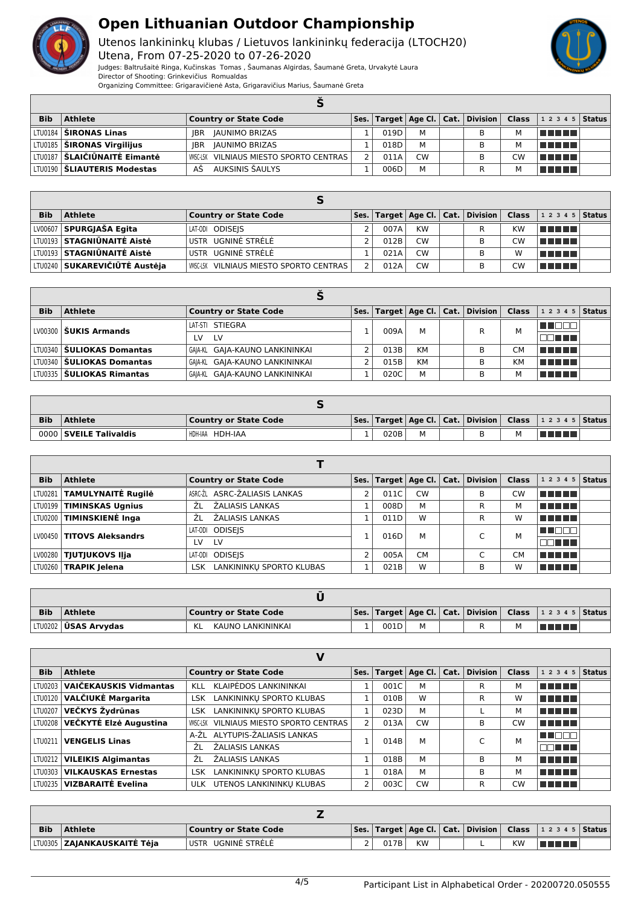# Open Lithuanian Outdoor Championship

Utenos lankininkų klubas / Lietuvos lankininkų federacija (LTOCH20)
Utena, From 07-25-2020 to 07-26-2020
Judges: Baltrušaitė Ringa, Kučinskas Tomas , Šaumanas Algirdas, Šaumanė Greta, Urvakytė Laura
Director of Shooting: Grinkevičius Romualdas
Organizing Committee: Grigaravičienė Asta, Grigaravičius Marius, Šaumanė Greta

## Š

| Bib | Athlete | Country or State Code | Ses. | Target | Age Cl. | Cat. | Division | Class | 1 2 3 4 5 | Status |
|---|---|---|---|---|---|---|---|---|---|---|
| LTU0184 | **ŠIRONAS Linas** | JBR JAUNIMO BRIZAS | 1 | 019D | M | | B | M | ■■■■■ | |
| LTU0185 | **ŠIRONAS Virgilijus** | JBR JAUNIMO BRIZAS | 1 | 018D | M | | B | M | ■■■■■ | |
| LTU0187 | **ŠLAIČIŪNAITĖ Eimantė** | VMSC-LSK VILNIAUS MIESTO SPORTO CENTRAS | 2 | 011A | CW | | B | CW | ■■■■■ | |
| LTU0190 | **ŠLIAUTERIS Modestas** | AŠ AUKSINIS ŠAULYS | 1 | 006D | M | | R | M | ■■■■■ | |

## S

| Bib | Athlete | Country or State Code | Ses. | Target | Age Cl. | Cat. | Division | Class | 1 2 3 4 5 | Status |
|---|---|---|---|---|---|---|---|---|---|---|
| LV00607 | **SPURGJAŠA Egita** | LAT-ODI ODISEJS | 2 | 007A | KW | | R | KW | ■■■■■ | |
| LTU0193 | **STAGNIŪNAITĖ Aistė** | USTR UGNINĖ STRĖLĖ | 2 | 012B | CW | | B | CW | ■■■■■ | |
| LTU0193 | **STAGNIŪNAITĖ Aistė** | USTR UGNINĖ STRĖLĖ | 1 | 021A | CW | | B | W | ■■■■■ | |
| LTU0240 | **SUKAREVIČIŪTĖ Austėja** | VMSC-LSK VILNIAUS MIESTO SPORTO CENTRAS | 2 | 012A | CW | | B | CW | ■■■■■ | |

## Š

| Bib | Athlete | Country or State Code | Ses. | Target | Age Cl. | Cat. | Division | Class | 1 2 3 4 5 | Status |
|---|---|---|---|---|---|---|---|---|---|---|
| LV00300 | **ŠUKIS Armands** | LAT-STI STIEGRA / LV LV | 1 | 009A | M | | R | M | ■■□□□ / □□■■■ | |
| LTU0340 | **ŠULIOKAS Domantas** | GAJA-KL GAJA-KAUNO LANKININKAI | 2 | 013B | KM | | B | CM | ■■■■■ | |
| LTU0340 | **ŠULIOKAS Domantas** | GAJA-KL GAJA-KAUNO LANKININKAI | 2 | 015B | KM | | B | KM | ■■■■■ | |
| LTU0335 | **ŠULIOKAS Rimantas** | GAJA-KL GAJA-KAUNO LANKININKAI | 1 | 020C | M | | B | M | ■■■■■ | |

## S

| Bib | Athlete | Country or State Code | Ses. | Target | Age Cl. | Cat. | Division | Class | 1 2 3 4 5 | Status |
|---|---|---|---|---|---|---|---|---|---|---|
| 0000 | **SVEILE Talivaldis** | HDH-IAA HDH-IAA | 1 | 020B | M | | B | M | ■■■■■ | |

## T

| Bib | Athlete | Country or State Code | Ses. | Target | Age Cl. | Cat. | Division | Class | 1 2 3 4 5 | Status |
|---|---|---|---|---|---|---|---|---|---|---|
| LTU0281 | **TAMULYNAITĖ Rugilė** | ASRC-ŽL ASRC-ŽALIASIS LANKAS | 2 | 011C | CW | | B | CW | ■■■■■ | |
| LTU0199 | **TIMINSKAS Ugnius** | ŽL ŽALIASIS LANKAS | 1 | 008D | M | | R | M | ■■■■■ | |
| LTU0200 | **TIMINSKIENĖ Inga** | ŽL ŽALIASIS LANKAS | 1 | 011D | W | | R | W | ■■■■■ | |
| LV00450 | **TITOVS Aleksandrs** | LAT-ODI ODISEJS / LV LV | 1 | 016D | M | | C | M | ■■□□□ / □□■■■ | |
| LV00280 | **TJUTJUKOVS Ilja** | LAT-ODI ODISEJS | 2 | 005A | CM | | C | CM | ■■■■■ | |
| LTU0260 | **TRAPIK Jelena** | LSK LANKININKŲ SPORTO KLUBAS | 1 | 021B | W | | B | W | ■■■■■ | |

## Ū

| Bib | Athlete | Country or State Code | Ses. | Target | Age Cl. | Cat. | Division | Class | 1 2 3 4 5 | Status |
|---|---|---|---|---|---|---|---|---|---|---|
| LTU0202 | **ŪSAS Arvydas** | KL KAUNO LANKININKAI | 1 | 001D | M | | R | M | ■■■■■ | |

## V

| Bib | Athlete | Country or State Code | Ses. | Target | Age Cl. | Cat. | Division | Class | 1 2 3 4 5 | Status |
|---|---|---|---|---|---|---|---|---|---|---|
| LTU0203 | **VAIČEKAUSKIS Vidmantas** | KLL KLAIPĖDOS LANKININKAI | 1 | 001C | M | | R | M | ■■■■■ | |
| LTU0120 | **VALČIUKĖ Margarita** | LSK LANKININKŲ SPORTO KLUBAS | 1 | 010B | W | | R | W | ■■■■■ | |
| LTU0207 | **VEČKYS Žydrūnas** | LSK LANKININKŲ SPORTO KLUBAS | 1 | 023D | M | | L | M | ■■■■■ | |
| LTU0208 | **VEČKYTĖ Elzė Augustina** | VMSC-LSK VILNIAUS MIESTO SPORTO CENTRAS | 2 | 013A | CW | | B | CW | ■■■■■ | |
| LTU0211 | **VENGELIS Linas** | A-ŽL ALYTUPIS-ŽALIASIS LANKAS / ŽL ŽALIASIS LANKAS | 1 | 014B | M | | C | M | ■■□□□ / □□■■■ | |
| LTU0212 | **VILEIKIS Algimantas** | ŽL ŽALIASIS LANKAS | 1 | 018B | M | | B | M | ■■■■■ | |
| LTU0303 | **VILKAUSKAS Ernestas** | LSK LANKININKŲ SPORTO KLUBAS | 1 | 018A | M | | B | M | ■■■■■ | |
| LTU0235 | **VIZBARAITĖ Evelina** | ULK UTENOS LANKININKŲ KLUBAS | 2 | 003C | CW | | R | CW | ■■■■■ | |

## Z

| Bib | Athlete | Country or State Code | Ses. | Target | Age Cl. | Cat. | Division | Class | 1 2 3 4 5 | Status |
|---|---|---|---|---|---|---|---|---|---|---|
| LTU0305 | **ZAJANKAUSKAITĖ Tėja** | USTR UGNINĖ STRĖLĖ | 2 | 017B | KW | | L | KW | ■■■■■ | |

Participant List in Alphabetical Order - 20200720.050555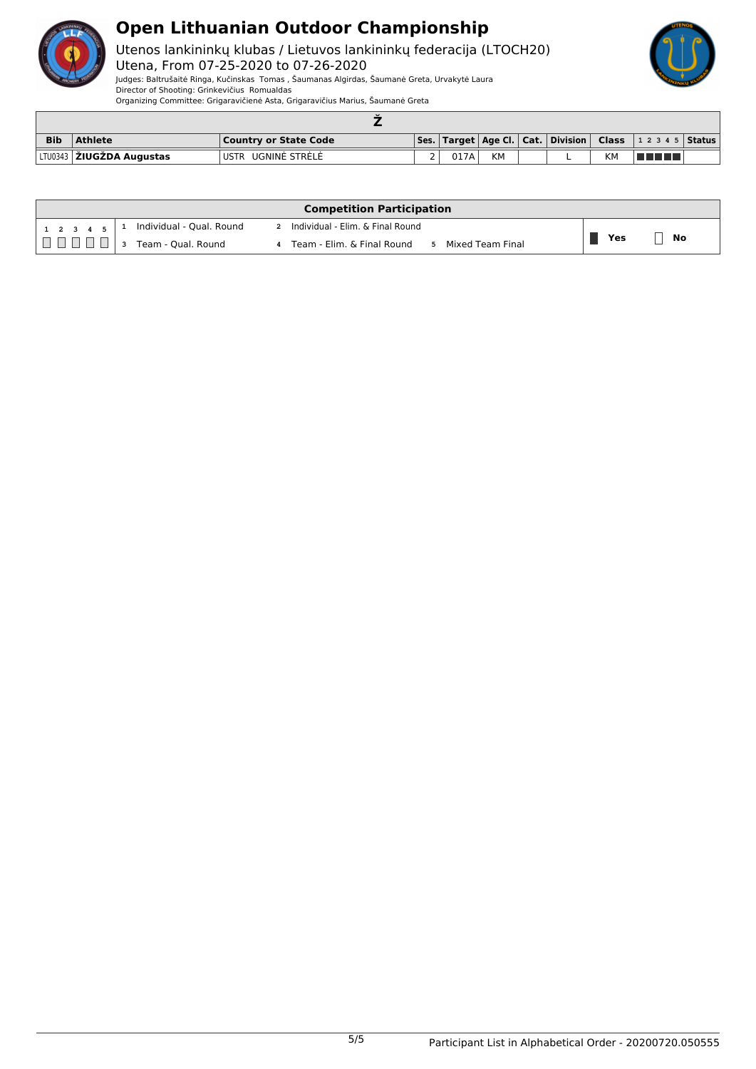# Open Lithuanian Outdoor Championship

Utenos lankininkų klubas / Lietuvos lankininkų federacija (LTOCH20)
Utena, From 07-25-2020 to 07-26-2020
Judges: Baltrušaitė Ringa, Kučinskas Tomas , Šaumanas Algirdas, Šaumanė Greta, Urvakytė Laura
Director of Shooting: Grinkevičius Romualdas
Organizing Committee: Grigaravičienė Asta, Grigaravičius Marius, Šaumanė Greta

| Ž | | | | | | | | | | |
|---|---|---|---|---|---|---|---|---|---|---|
| **Bib** | **Athlete** | **Country or State Code** | **Ses.** | **Target** | **Age Cl.** | **Cat.** | **Division** | **Class** | **1 2 3 4 5** | **Status** |
| LTU0343 | **ŽIUGŽDA Augustas** | USTR UGNINĖ STRĖLĖ | 2 | 017A | KM | | L | KM | ■■■■■ | |

| Competition Participation | | | | |
|---|---|---|---|---|
| 1 2 3 4 5 | 1 Individual - Qual. Round | 2 Individual - Elim. & Final Round | | ■ Yes ☐ No |
| | 3 Team - Qual. Round | 4 Team - Elim. & Final Round | 5 Mixed Team Final | |

Participant List in Alphabetical Order - 20200720.050555